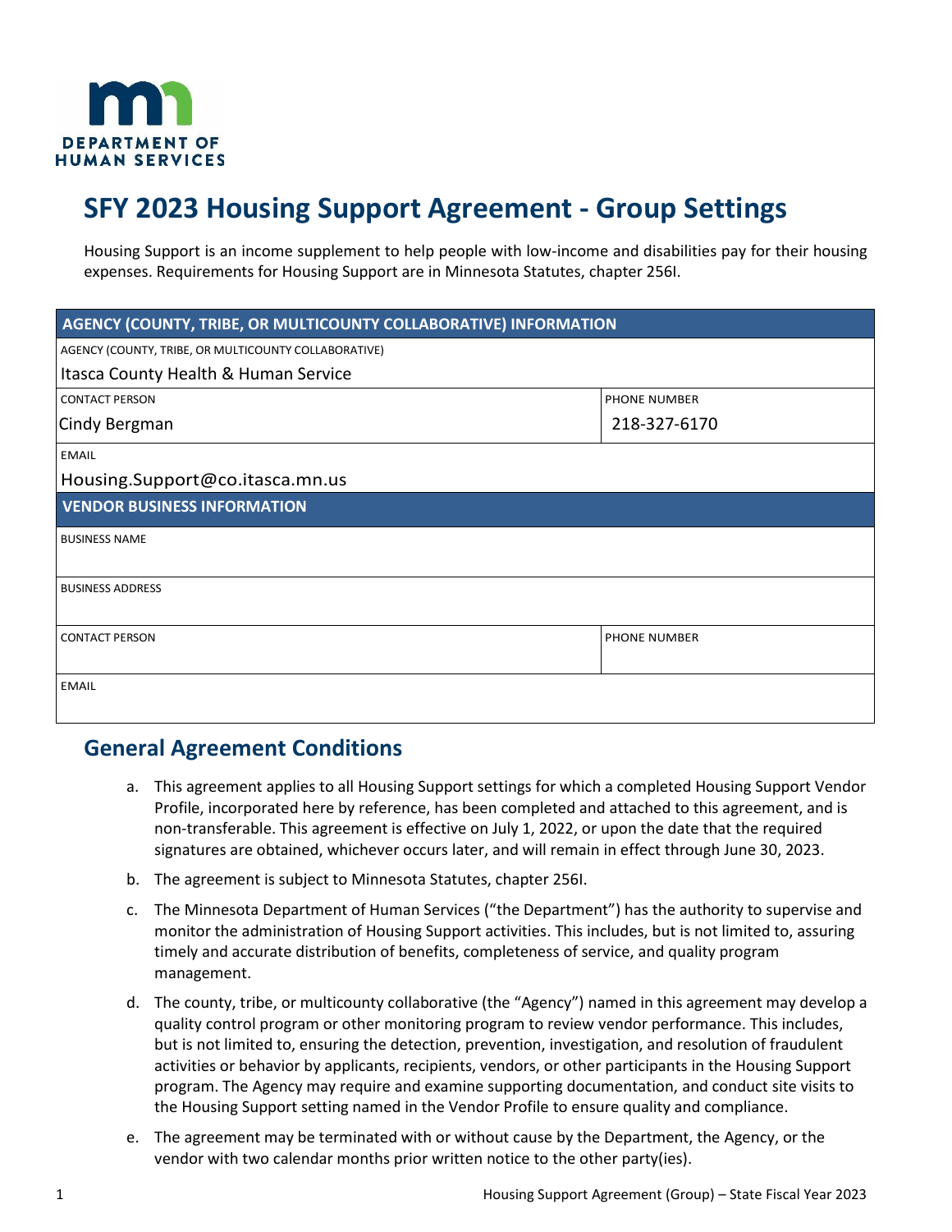DEPARTMENT OF HUMAN SERVICES

# SFY 2023 Housing Support Agreement - Group Settings

Housing Support is an income supplement to help people with low-income and disabilities pay for their housing expenses. Requirements for Housing Support are in Minnesota Statutes, chapter 256I.

| AGENCY (COUNTY, TRIBE, OR MULTICOUNTY COLLABORATIVE) INFORMATION | |
|---|---|
| AGENCY (COUNTY, TRIBE, OR MULTICOUNTY COLLABORATIVE)<br>Itasca County Health & Human Service | |
| CONTACT PERSON<br>Cindy Bergman | PHONE NUMBER<br>218-327-6170 |
| EMAIL<br>Housing.Support@co.itasca.mn.us | |

| VENDOR BUSINESS INFORMATION | |
|---|---|
| BUSINESS NAME | |
| BUSINESS ADDRESS | |
| CONTACT PERSON | PHONE NUMBER |
| EMAIL | |

## General Agreement Conditions

a. This agreement applies to all Housing Support settings for which a completed Housing Support Vendor Profile, incorporated here by reference, has been completed and attached to this agreement, and is non-transferable. This agreement is effective on July 1, 2022, or upon the date that the required signatures are obtained, whichever occurs later, and will remain in effect through June 30, 2023.

b. The agreement is subject to Minnesota Statutes, chapter 256I.

c. The Minnesota Department of Human Services ("the Department") has the authority to supervise and monitor the administration of Housing Support activities. This includes, but is not limited to, assuring timely and accurate distribution of benefits, completeness of service, and quality program management.

d. The county, tribe, or multicounty collaborative (the "Agency") named in this agreement may develop a quality control program or other monitoring program to review vendor performance. This includes, but is not limited to, ensuring the detection, prevention, investigation, and resolution of fraudulent activities or behavior by applicants, recipients, vendors, or other participants in the Housing Support program. The Agency may require and examine supporting documentation, and conduct site visits to the Housing Support setting named in the Vendor Profile to ensure quality and compliance.

e. The agreement may be terminated with or without cause by the Department, the Agency, or the vendor with two calendar months prior written notice to the other party(ies).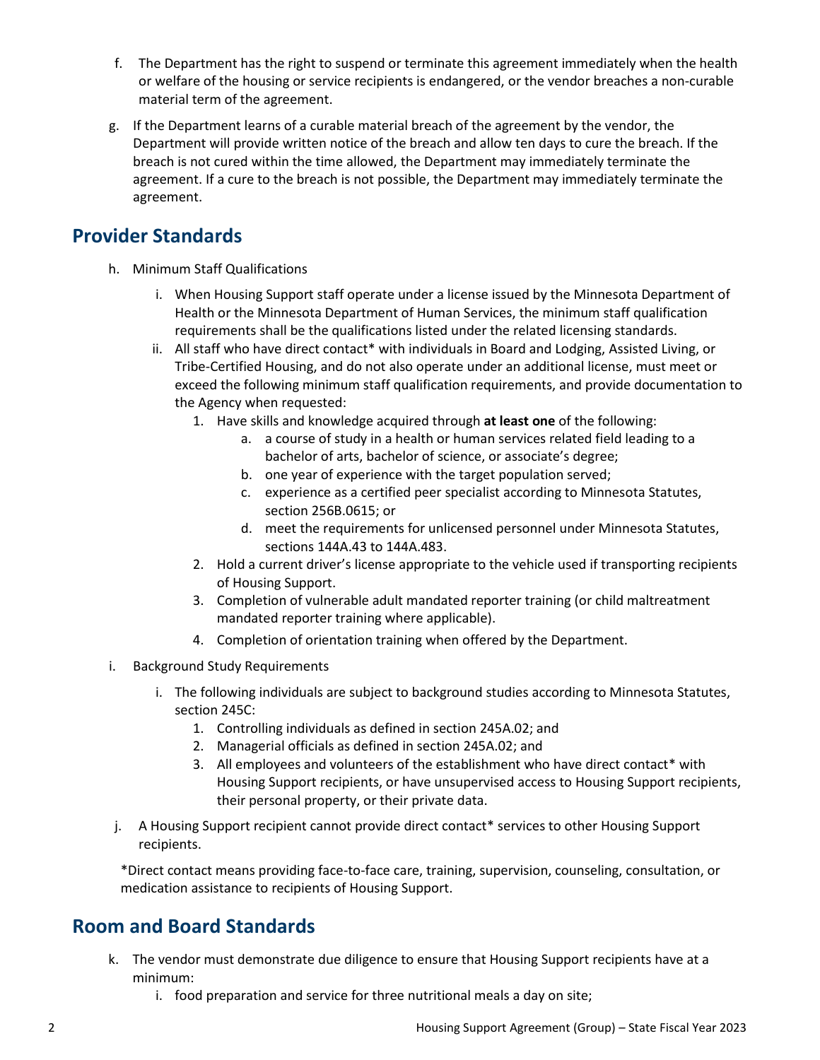f. The Department has the right to suspend or terminate this agreement immediately when the health or welfare of the housing or service recipients is endangered, or the vendor breaches a non-curable material term of the agreement.

g. If the Department learns of a curable material breach of the agreement by the vendor, the Department will provide written notice of the breach and allow ten days to cure the breach. If the breach is not cured within the time allowed, the Department may immediately terminate the agreement. If a cure to the breach is not possible, the Department may immediately terminate the agreement.

## Provider Standards

h. Minimum Staff Qualifications

   i. When Housing Support staff operate under a license issued by the Minnesota Department of Health or the Minnesota Department of Human Services, the minimum staff qualification requirements shall be the qualifications listed under the related licensing standards.

   ii. All staff who have direct contact* with individuals in Board and Lodging, Assisted Living, or Tribe-Certified Housing, and do not also operate under an additional license, must meet or exceed the following minimum staff qualification requirements, and provide documentation to the Agency when requested:

      1. Have skills and knowledge acquired through **at least one** of the following:
         a. a course of study in a health or human services related field leading to a bachelor of arts, bachelor of science, or associate's degree;
         b. one year of experience with the target population served;
         c. experience as a certified peer specialist according to Minnesota Statutes, section 256B.0615; or
         d. meet the requirements for unlicensed personnel under Minnesota Statutes, sections 144A.43 to 144A.483.
      2. Hold a current driver's license appropriate to the vehicle used if transporting recipients of Housing Support.
      3. Completion of vulnerable adult mandated reporter training (or child maltreatment mandated reporter training where applicable).
      4. Completion of orientation training when offered by the Department.

i. Background Study Requirements

   i. The following individuals are subject to background studies according to Minnesota Statutes, section 245C:
      1. Controlling individuals as defined in section 245A.02; and
      2. Managerial officials as defined in section 245A.02; and
      3. All employees and volunteers of the establishment who have direct contact* with Housing Support recipients, or have unsupervised access to Housing Support recipients, their personal property, or their private data.

j. A Housing Support recipient cannot provide direct contact* services to other Housing Support recipients.

*Direct contact means providing face-to-face care, training, supervision, counseling, consultation, or medication assistance to recipients of Housing Support.

## Room and Board Standards

k. The vendor must demonstrate due diligence to ensure that Housing Support recipients have at a minimum:
   i. food preparation and service for three nutritional meals a day on site;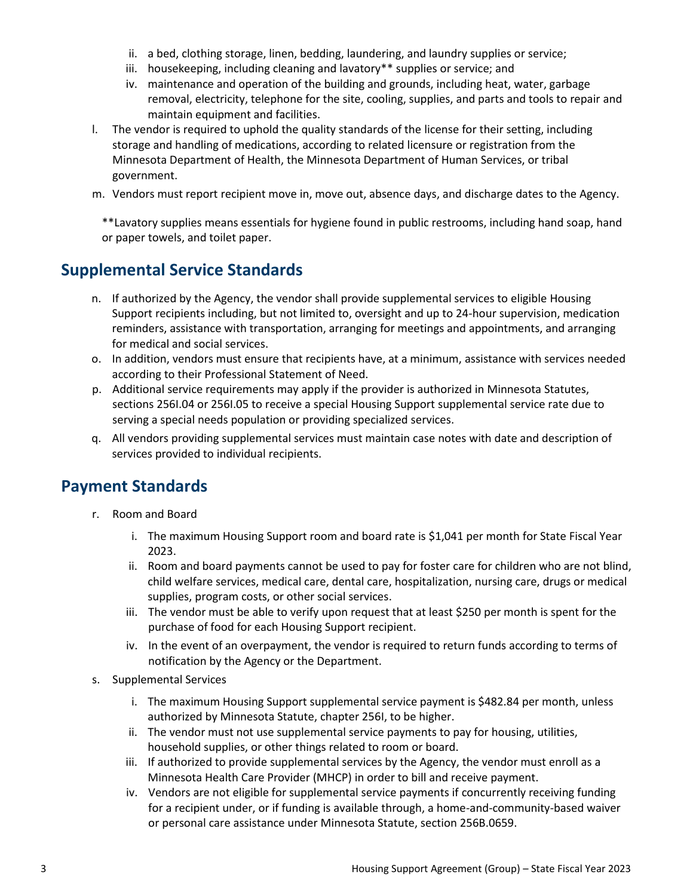ii. a bed, clothing storage, linen, bedding, laundering, and laundry supplies or service;
   iii. housekeeping, including cleaning and lavatory** supplies or service; and
   iv. maintenance and operation of the building and grounds, including heat, water, garbage removal, electricity, telephone for the site, cooling, supplies, and parts and tools to repair and maintain equipment and facilities.

l. The vendor is required to uphold the quality standards of the license for their setting, including storage and handling of medications, according to related licensure or registration from the Minnesota Department of Health, the Minnesota Department of Human Services, or tribal government.
m. Vendors must report recipient move in, move out, absence days, and discharge dates to the Agency.

**Lavatory supplies means essentials for hygiene found in public restrooms, including hand soap, hand or paper towels, and toilet paper.

## Supplemental Service Standards

n. If authorized by the Agency, the vendor shall provide supplemental services to eligible Housing Support recipients including, but not limited to, oversight and up to 24-hour supervision, medication reminders, assistance with transportation, arranging for meetings and appointments, and arranging for medical and social services.
o. In addition, vendors must ensure that recipients have, at a minimum, assistance with services needed according to their Professional Statement of Need.
p. Additional service requirements may apply if the provider is authorized in Minnesota Statutes, sections 256I.04 or 256I.05 to receive a special Housing Support supplemental service rate due to serving a special needs population or providing specialized services.
q. All vendors providing supplemental services must maintain case notes with date and description of services provided to individual recipients.

## Payment Standards

r. Room and Board
   i. The maximum Housing Support room and board rate is $1,041 per month for State Fiscal Year 2023.
   ii. Room and board payments cannot be used to pay for foster care for children who are not blind, child welfare services, medical care, dental care, hospitalization, nursing care, drugs or medical supplies, program costs, or other social services.
   iii. The vendor must be able to verify upon request that at least $250 per month is spent for the purchase of food for each Housing Support recipient.
   iv. In the event of an overpayment, the vendor is required to return funds according to terms of notification by the Agency or the Department.

s. Supplemental Services
   i. The maximum Housing Support supplemental service payment is $482.84 per month, unless authorized by Minnesota Statute, chapter 256I, to be higher.
   ii. The vendor must not use supplemental service payments to pay for housing, utilities, household supplies, or other things related to room or board.
   iii. If authorized to provide supplemental services by the Agency, the vendor must enroll as a Minnesota Health Care Provider (MHCP) in order to bill and receive payment.
   iv. Vendors are not eligible for supplemental service payments if concurrently receiving funding for a recipient under, or if funding is available through, a home-and-community-based waiver or personal care assistance under Minnesota Statute, section 256B.0659.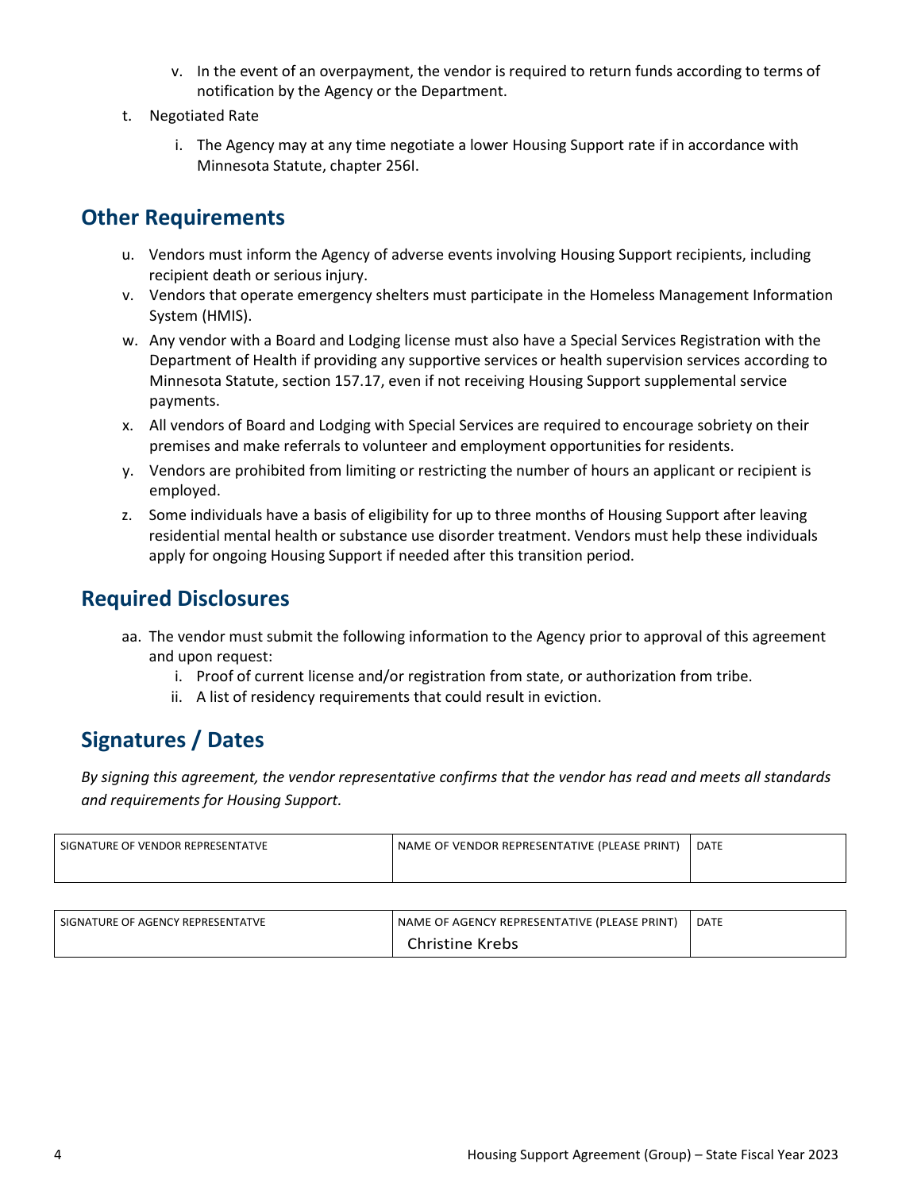v. In the event of an overpayment, the vendor is required to return funds according to terms of notification by the Agency or the Department.

t. Negotiated Rate

   i. The Agency may at any time negotiate a lower Housing Support rate if in accordance with Minnesota Statute, chapter 256I.

## Other Requirements

u. Vendors must inform the Agency of adverse events involving Housing Support recipients, including recipient death or serious injury.

v. Vendors that operate emergency shelters must participate in the Homeless Management Information System (HMIS).

w. Any vendor with a Board and Lodging license must also have a Special Services Registration with the Department of Health if providing any supportive services or health supervision services according to Minnesota Statute, section 157.17, even if not receiving Housing Support supplemental service payments.

x. All vendors of Board and Lodging with Special Services are required to encourage sobriety on their premises and make referrals to volunteer and employment opportunities for residents.

y. Vendors are prohibited from limiting or restricting the number of hours an applicant or recipient is employed.

z. Some individuals have a basis of eligibility for up to three months of Housing Support after leaving residential mental health or substance use disorder treatment. Vendors must help these individuals apply for ongoing Housing Support if needed after this transition period.

## Required Disclosures

aa. The vendor must submit the following information to the Agency prior to approval of this agreement and upon request:

   i. Proof of current license and/or registration from state, or authorization from tribe.

   ii. A list of residency requirements that could result in eviction.

## Signatures / Dates

*By signing this agreement, the vendor representative confirms that the vendor has read and meets all standards and requirements for Housing Support.*

| SIGNATURE OF VENDOR REPRESENTATVE | NAME OF VENDOR REPRESENTATIVE (PLEASE PRINT) | DATE |
|---|---|---|
| | | |

| SIGNATURE OF AGENCY REPRESENTATVE | NAME OF AGENCY REPRESENTATIVE (PLEASE PRINT) | DATE |
|---|---|---|
| | Christine Krebs | |